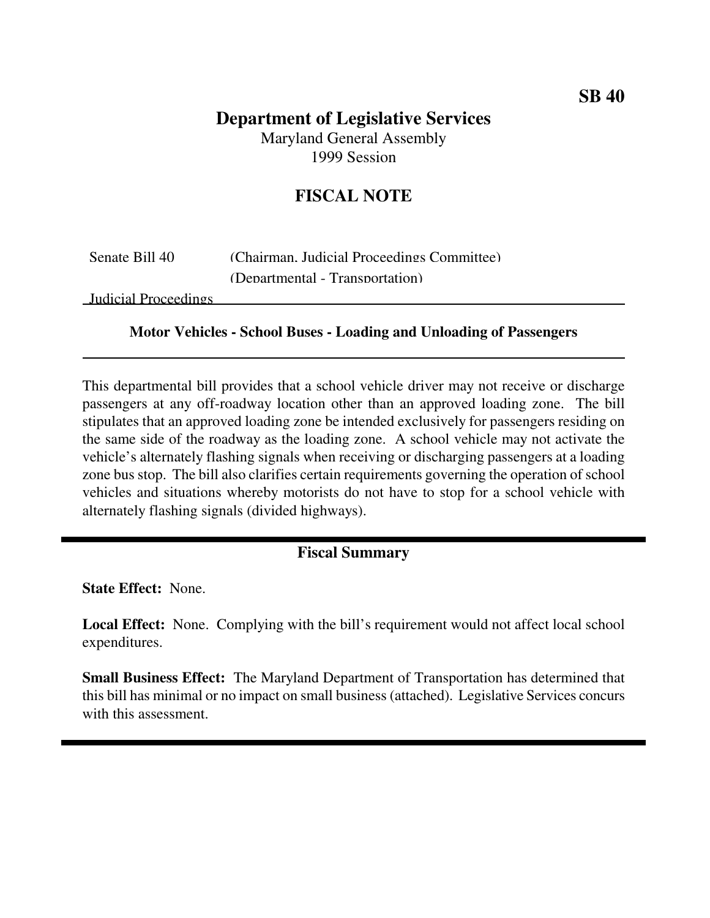**SB 40**

# Department of Legislative Services

Maryland General Assembly
1999 Session

## FISCAL NOTE

Senate Bill 40 (Chairman, Judicial Proceedings Committee)
(Departmental - Transportation)
Judicial Proceedings

### Motor Vehicles - School Buses - Loading and Unloading of Passengers

This departmental bill provides that a school vehicle driver may not receive or discharge passengers at any off-roadway location other than an approved loading zone. The bill stipulates that an approved loading zone be intended exclusively for passengers residing on the same side of the roadway as the loading zone. A school vehicle may not activate the vehicle's alternately flashing signals when receiving or discharging passengers at a loading zone bus stop. The bill also clarifies certain requirements governing the operation of school vehicles and situations whereby motorists do not have to stop for a school vehicle with alternately flashing signals (divided highways).

### Fiscal Summary

**State Effect:** None.

**Local Effect:** None. Complying with the bill's requirement would not affect local school expenditures.

**Small Business Effect:** The Maryland Department of Transportation has determined that this bill has minimal or no impact on small business (attached). Legislative Services concurs with this assessment.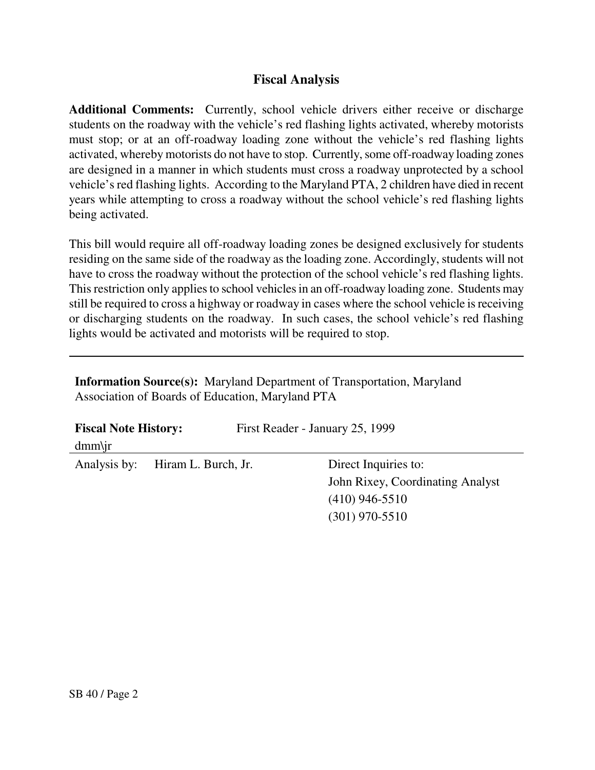## Fiscal Analysis

**Additional Comments:** Currently, school vehicle drivers either receive or discharge students on the roadway with the vehicle's red flashing lights activated, whereby motorists must stop; or at an off-roadway loading zone without the vehicle's red flashing lights activated, whereby motorists do not have to stop. Currently, some off-roadway loading zones are designed in a manner in which students must cross a roadway unprotected by a school vehicle's red flashing lights. According to the Maryland PTA, 2 children have died in recent years while attempting to cross a roadway without the school vehicle's red flashing lights being activated.

This bill would require all off-roadway loading zones be designed exclusively for students residing on the same side of the roadway as the loading zone. Accordingly, students will not have to cross the roadway without the protection of the school vehicle's red flashing lights. This restriction only applies to school vehicles in an off-roadway loading zone. Students may still be required to cross a highway or roadway in cases where the school vehicle is receiving or discharging students on the roadway. In such cases, the school vehicle's red flashing lights would be activated and motorists will be required to stop.

---

**Information Source(s):** Maryland Department of Transportation, Maryland Association of Boards of Education, Maryland PTA

**Fiscal Note History:** First Reader - January 25, 1999

dmm\jr

Analysis by: Hiram L. Burch, Jr.

Direct Inquiries to:
John Rixey, Coordinating Analyst
(410) 946-5510
(301) 970-5510